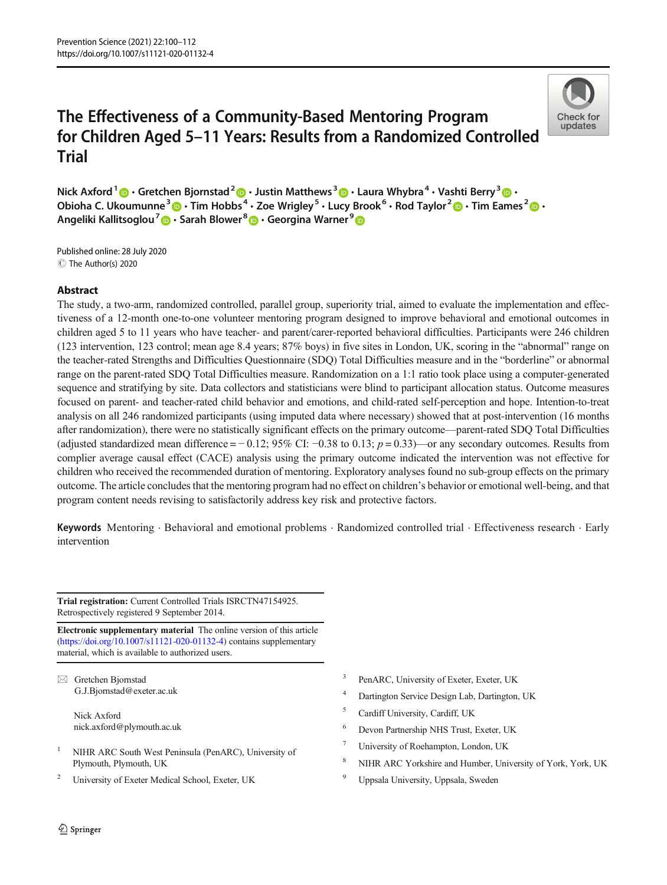# The Effectiveness of a Community-Based Mentoring Program for Children Aged 5–11 Years: Results from a Randomized Controlled Trial

Nick Axford[1] · Gretchen Bjornstad[2] · Justin Matthews[3] · Laura Whybra[4] · Vashti Berry[3] · Obioha C. Ukoumunne[3] · Tim Hobbs[4] · Zoe Wrigley[5] · Lucy Brook[6] · Rod Taylor[2] · Tim Eames[2] · Angeliki Kallitsoglou[7] · Sarah Blower[8] · Georgina Warner[9]

Published online: 28 July 2020
© The Author(s) 2020

## Abstract

The study, a two-arm, randomized controlled, parallel group, superiority trial, aimed to evaluate the implementation and effectiveness of a 12-month one-to-one volunteer mentoring program designed to improve behavioral and emotional outcomes in children aged 5 to 11 years who have teacher- and parent/carer-reported behavioral difficulties. Participants were 246 children (123 intervention, 123 control; mean age 8.4 years; 87% boys) in five sites in London, UK, scoring in the "abnormal" range on the teacher-rated Strengths and Difficulties Questionnaire (SDQ) Total Difficulties measure and in the "borderline" or abnormal range on the parent-rated SDQ Total Difficulties measure. Randomization on a 1:1 ratio took place using a computer-generated sequence and stratifying by site. Data collectors and statisticians were blind to participant allocation status. Outcome measures focused on parent- and teacher-rated child behavior and emotions, and child-rated self-perception and hope. Intention-to-treat analysis on all 246 randomized participants (using imputed data where necessary) showed that at post-intervention (16 months after randomization), there were no statistically significant effects on the primary outcome—parent-rated SDQ Total Difficulties (adjusted standardized mean difference = − 0.12; 95% CI: −0.38 to 0.13; $p = 0.33$)—or any secondary outcomes. Results from complier average causal effect (CACE) analysis using the primary outcome indicated the intervention was not effective for children who received the recommended duration of mentoring. Exploratory analyses found no sub-group effects on the primary outcome. The article concludes that the mentoring program had no effect on children's behavior or emotional well-being, and that program content needs revising to satisfactorily address key risk and protective factors.

**Keywords** Mentoring · Behavioral and emotional problems · Randomized controlled trial · Effectiveness research · Early intervention

---

**Trial registration:** Current Controlled Trials ISRCTN47154925. Retrospectively registered 9 September 2014.

**Electronic supplementary material** The online version of this article (https://doi.org/10.1007/s11121-020-01132-4) contains supplementary material, which is available to authorized users.

✉ Gretchen Bjornstad
G.J.Bjornstad@exeter.ac.uk

Nick Axford
nick.axford@plymouth.ac.uk

[1] NIHR ARC South West Peninsula (PenARC), University of Plymouth, Plymouth, UK

[2] University of Exeter Medical School, Exeter, UK

[3] PenARC, University of Exeter, Exeter, UK

[4] Dartington Service Design Lab, Dartington, UK

[5] Cardiff University, Cardiff, UK

[6] Devon Partnership NHS Trust, Exeter, UK

[7] University of Roehampton, London, UK

[8] NIHR ARC Yorkshire and Humber, University of York, York, UK

[9] Uppsala University, Uppsala, Sweden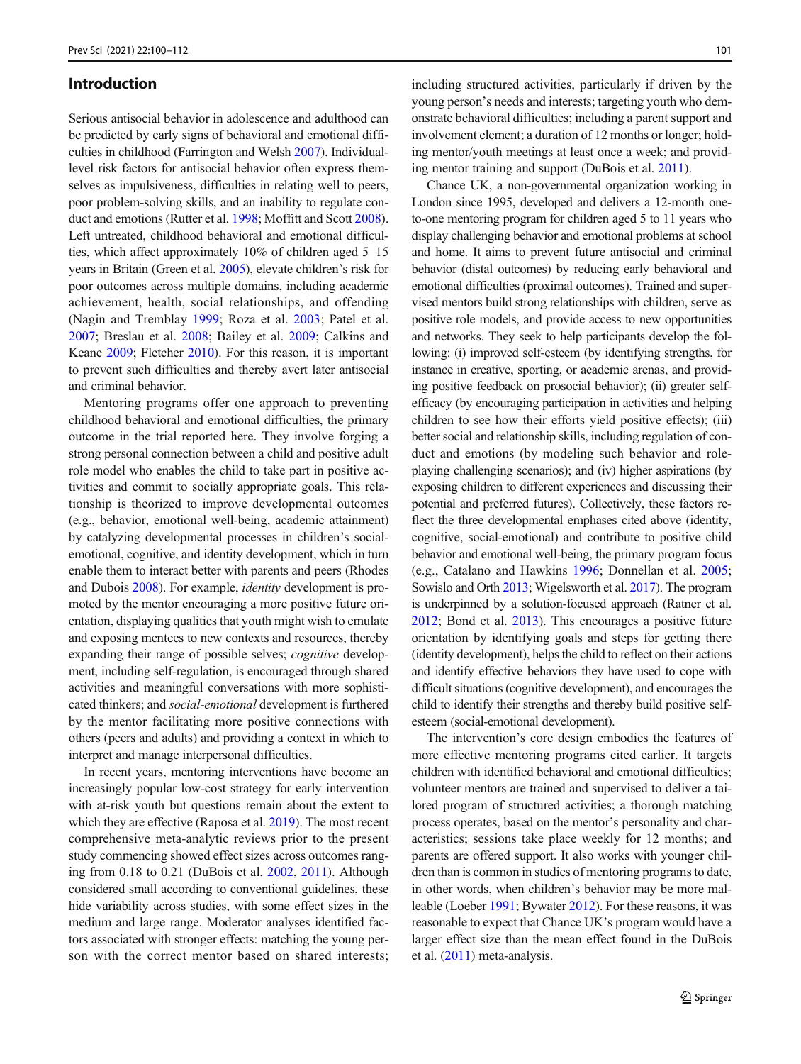## Introduction

Serious antisocial behavior in adolescence and adulthood can be predicted by early signs of behavioral and emotional difficulties in childhood (Farrington and Welsh 2007). Individual-level risk factors for antisocial behavior often express themselves as impulsiveness, difficulties in relating well to peers, poor problem-solving skills, and an inability to regulate conduct and emotions (Rutter et al. 1998; Moffitt and Scott 2008). Left untreated, childhood behavioral and emotional difficulties, which affect approximately 10% of children aged 5–15 years in Britain (Green et al. 2005), elevate children's risk for poor outcomes across multiple domains, including academic achievement, health, social relationships, and offending (Nagin and Tremblay 1999; Roza et al. 2003; Patel et al. 2007; Breslau et al. 2008; Bailey et al. 2009; Calkins and Keane 2009; Fletcher 2010). For this reason, it is important to prevent such difficulties and thereby avert later antisocial and criminal behavior.

Mentoring programs offer one approach to preventing childhood behavioral and emotional difficulties, the primary outcome in the trial reported here. They involve forging a strong personal connection between a child and positive adult role model who enables the child to take part in positive activities and commit to socially appropriate goals. This relationship is theorized to improve developmental outcomes (e.g., behavior, emotional well-being, academic attainment) by catalyzing developmental processes in children's social-emotional, cognitive, and identity development, which in turn enable them to interact better with parents and peers (Rhodes and Dubois 2008). For example, *identity* development is promoted by the mentor encouraging a more positive future orientation, displaying qualities that youth might wish to emulate and exposing mentees to new contexts and resources, thereby expanding their range of possible selves; *cognitive* development, including self-regulation, is encouraged through shared activities and meaningful conversations with more sophisticated thinkers; and *social-emotional* development is furthered by the mentor facilitating more positive connections with others (peers and adults) and providing a context in which to interpret and manage interpersonal difficulties.

In recent years, mentoring interventions have become an increasingly popular low-cost strategy for early intervention with at-risk youth but questions remain about the extent to which they are effective (Raposa et al. 2019). The most recent comprehensive meta-analytic reviews prior to the present study commencing showed effect sizes across outcomes ranging from 0.18 to 0.21 (DuBois et al. 2002, 2011). Although considered small according to conventional guidelines, these hide variability across studies, with some effect sizes in the medium and large range. Moderator analyses identified factors associated with stronger effects: matching the young person with the correct mentor based on shared interests; including structured activities, particularly if driven by the young person's needs and interests; targeting youth who demonstrate behavioral difficulties; including a parent support and involvement element; a duration of 12 months or longer; holding mentor/youth meetings at least once a week; and providing mentor training and support (DuBois et al. 2011).

Chance UK, a non-governmental organization working in London since 1995, developed and delivers a 12-month one-to-one mentoring program for children aged 5 to 11 years who display challenging behavior and emotional problems at school and home. It aims to prevent future antisocial and criminal behavior (distal outcomes) by reducing early behavioral and emotional difficulties (proximal outcomes). Trained and supervised mentors build strong relationships with children, serve as positive role models, and provide access to new opportunities and networks. They seek to help participants develop the following: (i) improved self-esteem (by identifying strengths, for instance in creative, sporting, or academic arenas, and providing positive feedback on prosocial behavior); (ii) greater self-efficacy (by encouraging participation in activities and helping children to see how their efforts yield positive effects); (iii) better social and relationship skills, including regulation of conduct and emotions (by modeling such behavior and role-playing challenging scenarios); and (iv) higher aspirations (by exposing children to different experiences and discussing their potential and preferred futures). Collectively, these factors reflect the three developmental emphases cited above (identity, cognitive, social-emotional) and contribute to positive child behavior and emotional well-being, the primary program focus (e.g., Catalano and Hawkins 1996; Donnellan et al. 2005; Sowislo and Orth 2013; Wigelsworth et al. 2017). The program is underpinned by a solution-focused approach (Ratner et al. 2012; Bond et al. 2013). This encourages a positive future orientation by identifying goals and steps for getting there (identity development), helps the child to reflect on their actions and identify effective behaviors they have used to cope with difficult situations (cognitive development), and encourages the child to identify their strengths and thereby build positive self-esteem (social-emotional development).

The intervention's core design embodies the features of more effective mentoring programs cited earlier. It targets children with identified behavioral and emotional difficulties; volunteer mentors are trained and supervised to deliver a tailored program of structured activities; a thorough matching process operates, based on the mentor's personality and characteristics; sessions take place weekly for 12 months; and parents are offered support. It also works with younger children than is common in studies of mentoring programs to date, in other words, when children's behavior may be more malleable (Loeber 1991; Bywater 2012). For these reasons, it was reasonable to expect that Chance UK's program would have a larger effect size than the mean effect found in the DuBois et al. (2011) meta-analysis.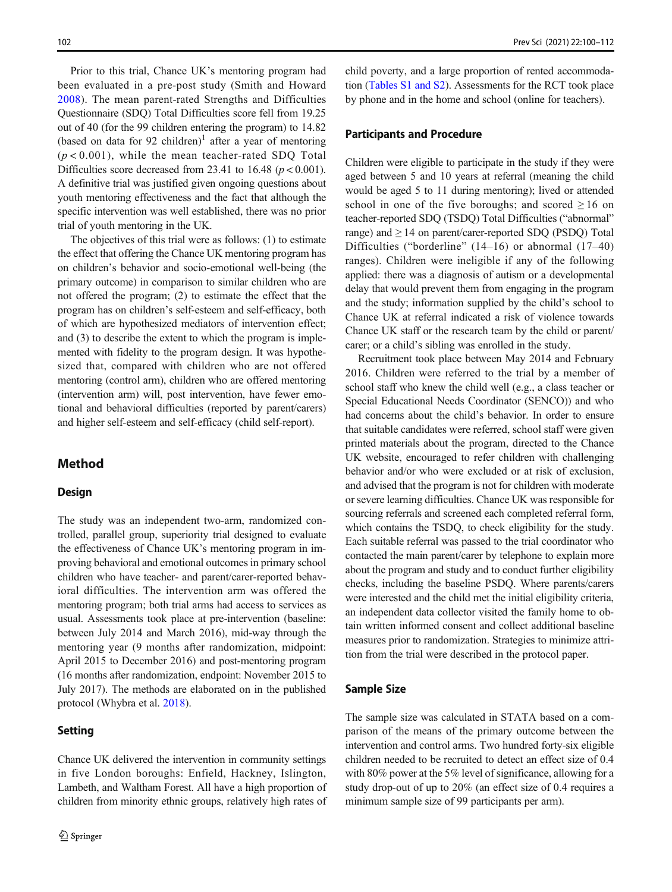Prior to this trial, Chance UK's mentoring program had been evaluated in a pre-post study (Smith and Howard 2008). The mean parent-rated Strengths and Difficulties Questionnaire (SDQ) Total Difficulties score fell from 19.25 out of 40 (for the 99 children entering the program) to 14.82 (based on data for 92 children)[1] after a year of mentoring ($p < 0.001$), while the mean teacher-rated SDQ Total Difficulties score decreased from 23.41 to 16.48 ($p < 0.001$). A definitive trial was justified given ongoing questions about youth mentoring effectiveness and the fact that although the specific intervention was well established, there was no prior trial of youth mentoring in the UK.

The objectives of this trial were as follows: (1) to estimate the effect that offering the Chance UK mentoring program has on children's behavior and socio-emotional well-being (the primary outcome) in comparison to similar children who are not offered the program; (2) to estimate the effect that the program has on children's self-esteem and self-efficacy, both of which are hypothesized mediators of intervention effect; and (3) to describe the extent to which the program is implemented with fidelity to the program design. It was hypothesized that, compared with children who are not offered mentoring (control arm), children who are offered mentoring (intervention arm) will, post intervention, have fewer emotional and behavioral difficulties (reported by parent/carers) and higher self-esteem and self-efficacy (child self-report).

## Method

### Design

The study was an independent two-arm, randomized controlled, parallel group, superiority trial designed to evaluate the effectiveness of Chance UK's mentoring program in improving behavioral and emotional outcomes in primary school children who have teacher- and parent/carer-reported behavioral difficulties. The intervention arm was offered the mentoring program; both trial arms had access to services as usual. Assessments took place at pre-intervention (baseline: between July 2014 and March 2016), mid-way through the mentoring year (9 months after randomization, midpoint: April 2015 to December 2016) and post-mentoring program (16 months after randomization, endpoint: November 2015 to July 2017). The methods are elaborated on in the published protocol (Whybra et al. 2018).

### Setting

Chance UK delivered the intervention in community settings in five London boroughs: Enfield, Hackney, Islington, Lambeth, and Waltham Forest. All have a high proportion of children from minority ethnic groups, relatively high rates of child poverty, and a large proportion of rented accommodation (Tables S1 and S2). Assessments for the RCT took place by phone and in the home and school (online for teachers).

### Participants and Procedure

Children were eligible to participate in the study if they were aged between 5 and 10 years at referral (meaning the child would be aged 5 to 11 during mentoring); lived or attended school in one of the five boroughs; and scored $\geq 16$ on teacher-reported SDQ (TSDQ) Total Difficulties ("abnormal" range) and $\geq 14$ on parent/carer-reported SDQ (PSDQ) Total Difficulties ("borderline" (14–16) or abnormal (17–40) ranges). Children were ineligible if any of the following applied: there was a diagnosis of autism or a developmental delay that would prevent them from engaging in the program and the study; information supplied by the child's school to Chance UK at referral indicated a risk of violence towards Chance UK staff or the research team by the child or parent/carer; or a child's sibling was enrolled in the study.

Recruitment took place between May 2014 and February 2016. Children were referred to the trial by a member of school staff who knew the child well (e.g., a class teacher or Special Educational Needs Coordinator (SENCO)) and who had concerns about the child's behavior. In order to ensure that suitable candidates were referred, school staff were given printed materials about the program, directed to the Chance UK website, encouraged to refer children with challenging behavior and/or who were excluded or at risk of exclusion, and advised that the program is not for children with moderate or severe learning difficulties. Chance UK was responsible for sourcing referrals and screened each completed referral form, which contains the TSDQ, to check eligibility for the study. Each suitable referral was passed to the trial coordinator who contacted the main parent/carer by telephone to explain more about the program and study and to conduct further eligibility checks, including the baseline PSDQ. Where parents/carers were interested and the child met the initial eligibility criteria, an independent data collector visited the family home to obtain written informed consent and collect additional baseline measures prior to randomization. Strategies to minimize attrition from the trial were described in the protocol paper.

### Sample Size

The sample size was calculated in STATA based on a comparison of the means of the primary outcome between the intervention and control arms. Two hundred forty-six eligible children needed to be recruited to detect an effect size of 0.4 with 80% power at the 5% level of significance, allowing for a study drop-out of up to 20% (an effect size of 0.4 requires a minimum sample size of 99 participants per arm).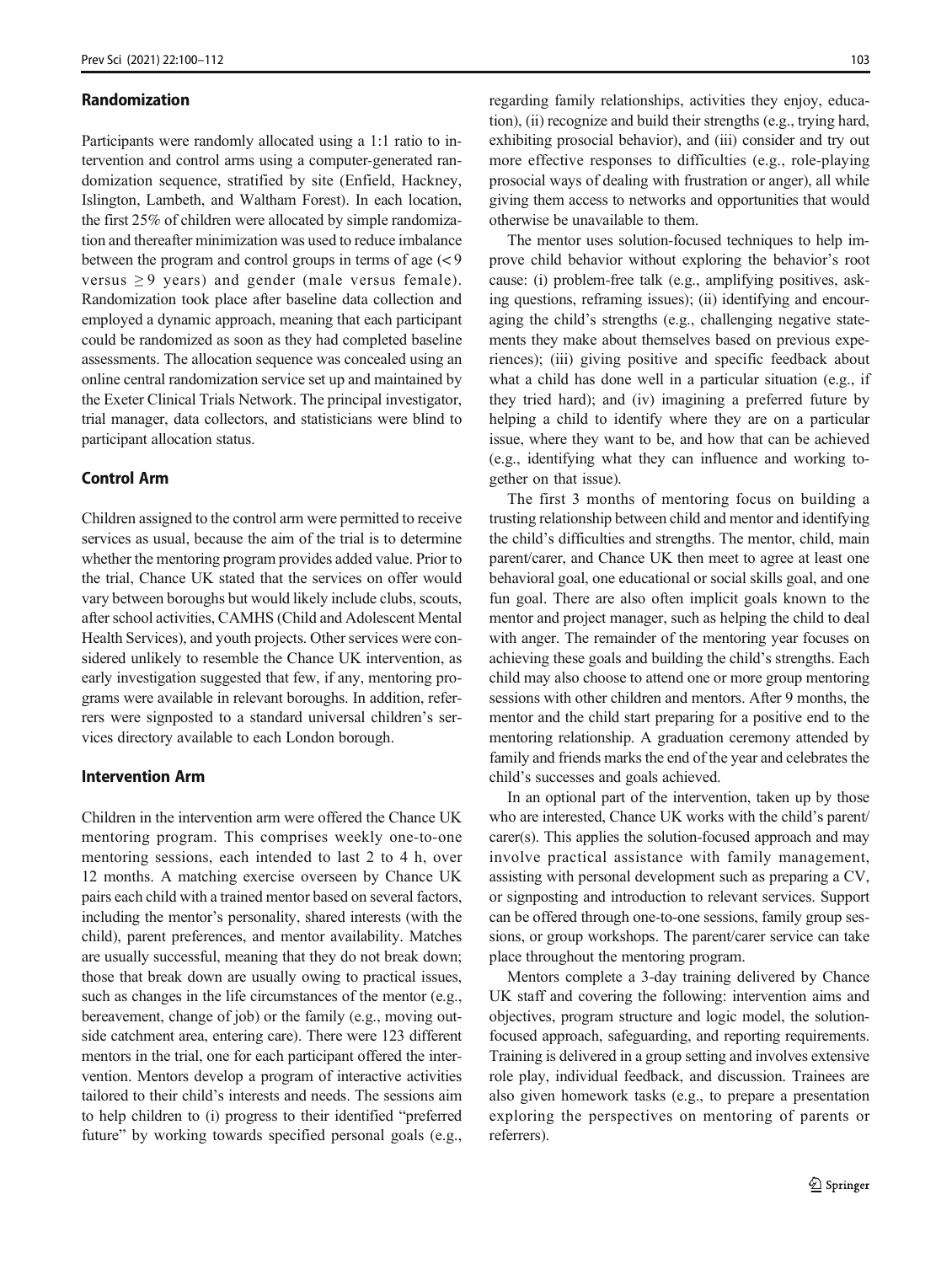## Randomization

Participants were randomly allocated using a 1:1 ratio to intervention and control arms using a computer-generated randomization sequence, stratified by site (Enfield, Hackney, Islington, Lambeth, and Waltham Forest). In each location, the first 25% of children were allocated by simple randomization and thereafter minimization was used to reduce imbalance between the program and control groups in terms of age ($< 9$ versus $\geq 9$ years) and gender (male versus female). Randomization took place after baseline data collection and employed a dynamic approach, meaning that each participant could be randomized as soon as they had completed baseline assessments. The allocation sequence was concealed using an online central randomization service set up and maintained by the Exeter Clinical Trials Network. The principal investigator, trial manager, data collectors, and statisticians were blind to participant allocation status.

## Control Arm

Children assigned to the control arm were permitted to receive services as usual, because the aim of the trial is to determine whether the mentoring program provides added value. Prior to the trial, Chance UK stated that the services on offer would vary between boroughs but would likely include clubs, scouts, after school activities, CAMHS (Child and Adolescent Mental Health Services), and youth projects. Other services were considered unlikely to resemble the Chance UK intervention, as early investigation suggested that few, if any, mentoring programs were available in relevant boroughs. In addition, referrers were signposted to a standard universal children's services directory available to each London borough.

## Intervention Arm

Children in the intervention arm were offered the Chance UK mentoring program. This comprises weekly one-to-one mentoring sessions, each intended to last 2 to 4 h, over 12 months. A matching exercise overseen by Chance UK pairs each child with a trained mentor based on several factors, including the mentor's personality, shared interests (with the child), parent preferences, and mentor availability. Matches are usually successful, meaning that they do not break down; those that break down are usually owing to practical issues, such as changes in the life circumstances of the mentor (e.g., bereavement, change of job) or the family (e.g., moving outside catchment area, entering care). There were 123 different mentors in the trial, one for each participant offered the intervention. Mentors develop a program of interactive activities tailored to their child's interests and needs. The sessions aim to help children to (i) progress to their identified "preferred future" by working towards specified personal goals (e.g., regarding family relationships, activities they enjoy, education), (ii) recognize and build their strengths (e.g., trying hard, exhibiting prosocial behavior), and (iii) consider and try out more effective responses to difficulties (e.g., role-playing prosocial ways of dealing with frustration or anger), all while giving them access to networks and opportunities that would otherwise be unavailable to them.

The mentor uses solution-focused techniques to help improve child behavior without exploring the behavior's root cause: (i) problem-free talk (e.g., amplifying positives, asking questions, reframing issues); (ii) identifying and encouraging the child's strengths (e.g., challenging negative statements they make about themselves based on previous experiences); (iii) giving positive and specific feedback about what a child has done well in a particular situation (e.g., if they tried hard); and (iv) imagining a preferred future by helping a child to identify where they are on a particular issue, where they want to be, and how that can be achieved (e.g., identifying what they can influence and working together on that issue).

The first 3 months of mentoring focus on building a trusting relationship between child and mentor and identifying the child's difficulties and strengths. The mentor, child, main parent/carer, and Chance UK then meet to agree at least one behavioral goal, one educational or social skills goal, and one fun goal. There are also often implicit goals known to the mentor and project manager, such as helping the child to deal with anger. The remainder of the mentoring year focuses on achieving these goals and building the child's strengths. Each child may also choose to attend one or more group mentoring sessions with other children and mentors. After 9 months, the mentor and the child start preparing for a positive end to the mentoring relationship. A graduation ceremony attended by family and friends marks the end of the year and celebrates the child's successes and goals achieved.

In an optional part of the intervention, taken up by those who are interested, Chance UK works with the child's parent/carer(s). This applies the solution-focused approach and may involve practical assistance with family management, assisting with personal development such as preparing a CV, or signposting and introduction to relevant services. Support can be offered through one-to-one sessions, family group sessions, or group workshops. The parent/carer service can take place throughout the mentoring program.

Mentors complete a 3-day training delivered by Chance UK staff and covering the following: intervention aims and objectives, program structure and logic model, the solution-focused approach, safeguarding, and reporting requirements. Training is delivered in a group setting and involves extensive role play, individual feedback, and discussion. Trainees are also given homework tasks (e.g., to prepare a presentation exploring the perspectives on mentoring of parents or referrers).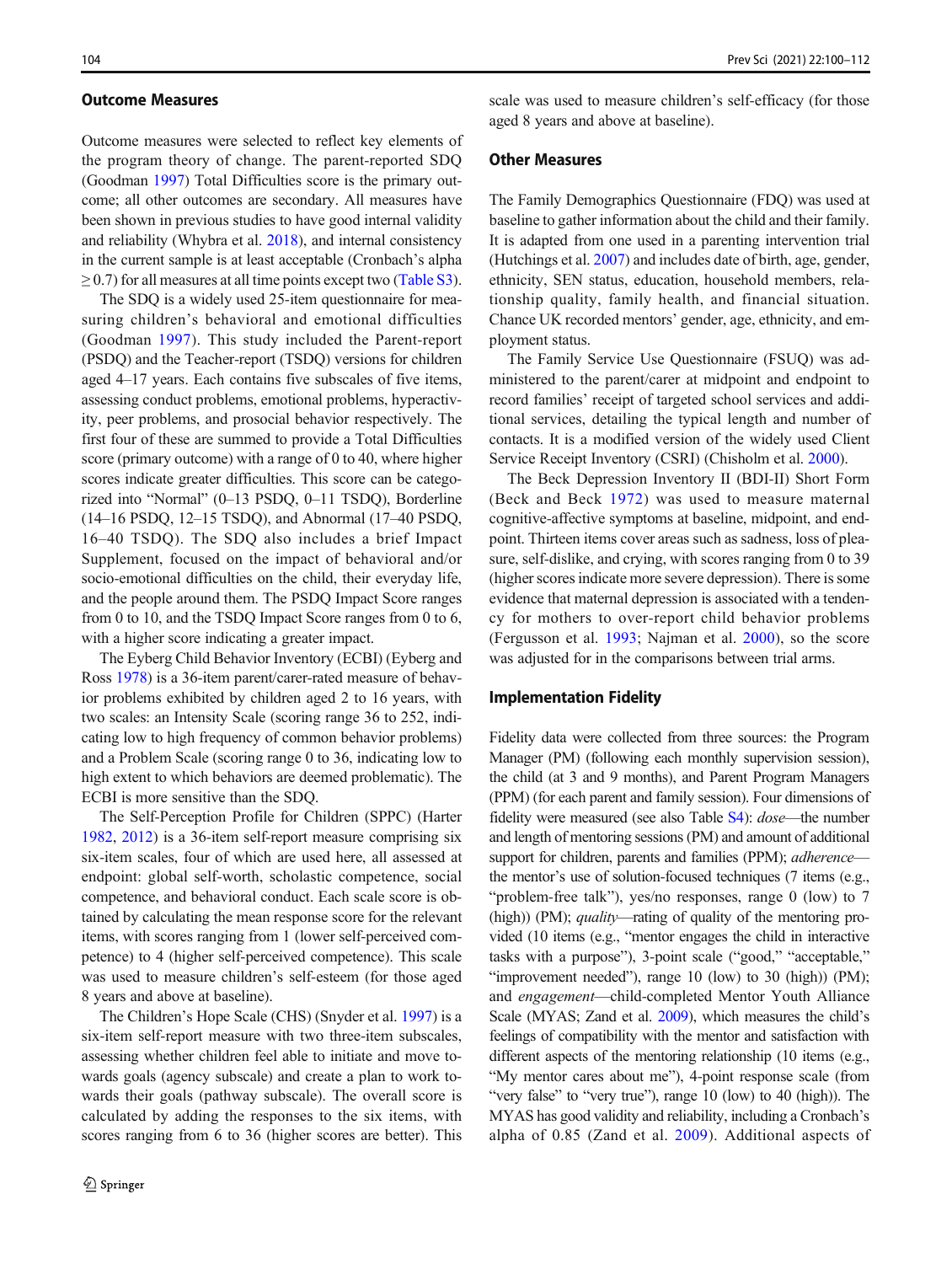### Outcome Measures

Outcome measures were selected to reflect key elements of the program theory of change. The parent-reported SDQ (Goodman 1997) Total Difficulties score is the primary outcome; all other outcomes are secondary. All measures have been shown in previous studies to have good internal validity and reliability (Whybra et al. 2018), and internal consistency in the current sample is at least acceptable (Cronbach's alpha $\geq 0.7$) for all measures at all time points except two (Table S3).

The SDQ is a widely used 25-item questionnaire for measuring children's behavioral and emotional difficulties (Goodman 1997). This study included the Parent-report (PSDQ) and the Teacher-report (TSDQ) versions for children aged 4–17 years. Each contains five subscales of five items, assessing conduct problems, emotional problems, hyperactivity, peer problems, and prosocial behavior respectively. The first four of these are summed to provide a Total Difficulties score (primary outcome) with a range of 0 to 40, where higher scores indicate greater difficulties. This score can be categorized into "Normal" (0–13 PSDQ, 0–11 TSDQ), Borderline (14–16 PSDQ, 12–15 TSDQ), and Abnormal (17–40 PSDQ, 16–40 TSDQ). The SDQ also includes a brief Impact Supplement, focused on the impact of behavioral and/or socio-emotional difficulties on the child, their everyday life, and the people around them. The PSDQ Impact Score ranges from 0 to 10, and the TSDQ Impact Score ranges from 0 to 6, with a higher score indicating a greater impact.

The Eyberg Child Behavior Inventory (ECBI) (Eyberg and Ross 1978) is a 36-item parent/carer-rated measure of behavior problems exhibited by children aged 2 to 16 years, with two scales: an Intensity Scale (scoring range 36 to 252, indicating low to high frequency of common behavior problems) and a Problem Scale (scoring range 0 to 36, indicating low to high extent to which behaviors are deemed problematic). The ECBI is more sensitive than the SDQ.

The Self-Perception Profile for Children (SPPC) (Harter 1982, 2012) is a 36-item self-report measure comprising six six-item scales, four of which are used here, all assessed at endpoint: global self-worth, scholastic competence, social competence, and behavioral conduct. Each scale score is obtained by calculating the mean response score for the relevant items, with scores ranging from 1 (lower self-perceived competence) to 4 (higher self-perceived competence). This scale was used to measure children's self-esteem (for those aged 8 years and above at baseline).

The Children's Hope Scale (CHS) (Snyder et al. 1997) is a six-item self-report measure with two three-item subscales, assessing whether children feel able to initiate and move towards goals (agency subscale) and create a plan to work towards their goals (pathway subscale). The overall score is calculated by adding the responses to the six items, with scores ranging from 6 to 36 (higher scores are better). This scale was used to measure children's self-efficacy (for those aged 8 years and above at baseline).

### Other Measures

The Family Demographics Questionnaire (FDQ) was used at baseline to gather information about the child and their family. It is adapted from one used in a parenting intervention trial (Hutchings et al. 2007) and includes date of birth, age, gender, ethnicity, SEN status, education, household members, relationship quality, family health, and financial situation. Chance UK recorded mentors' gender, age, ethnicity, and employment status.

The Family Service Use Questionnaire (FSUQ) was administered to the parent/carer at midpoint and endpoint to record families' receipt of targeted school services and additional services, detailing the typical length and number of contacts. It is a modified version of the widely used Client Service Receipt Inventory (CSRI) (Chisholm et al. 2000).

The Beck Depression Inventory II (BDI-II) Short Form (Beck and Beck 1972) was used to measure maternal cognitive-affective symptoms at baseline, midpoint, and endpoint. Thirteen items cover areas such as sadness, loss of pleasure, self-dislike, and crying, with scores ranging from 0 to 39 (higher scores indicate more severe depression). There is some evidence that maternal depression is associated with a tendency for mothers to over-report child behavior problems (Fergusson et al. 1993; Najman et al. 2000), so the score was adjusted for in the comparisons between trial arms.

### Implementation Fidelity

Fidelity data were collected from three sources: the Program Manager (PM) (following each monthly supervision session), the child (at 3 and 9 months), and Parent Program Managers (PPM) (for each parent and family session). Four dimensions of fidelity were measured (see also Table S4): *dose*—the number and length of mentoring sessions (PM) and amount of additional support for children, parents and families (PPM); *adherence*—the mentor's use of solution-focused techniques (7 items (e.g., "problem-free talk"), yes/no responses, range 0 (low) to 7 (high)) (PM); *quality*—rating of quality of the mentoring provided (10 items (e.g., "mentor engages the child in interactive tasks with a purpose"), 3-point scale ("good," "acceptable," "improvement needed"), range 10 (low) to 30 (high)) (PM); and *engagement*—child-completed Mentor Youth Alliance Scale (MYAS; Zand et al. 2009), which measures the child's feelings of compatibility with the mentor and satisfaction with different aspects of the mentoring relationship (10 items (e.g., "My mentor cares about me"), 4-point response scale (from "very false" to "very true"), range 10 (low) to 40 (high)). The MYAS has good validity and reliability, including a Cronbach's alpha of 0.85 (Zand et al. 2009). Additional aspects of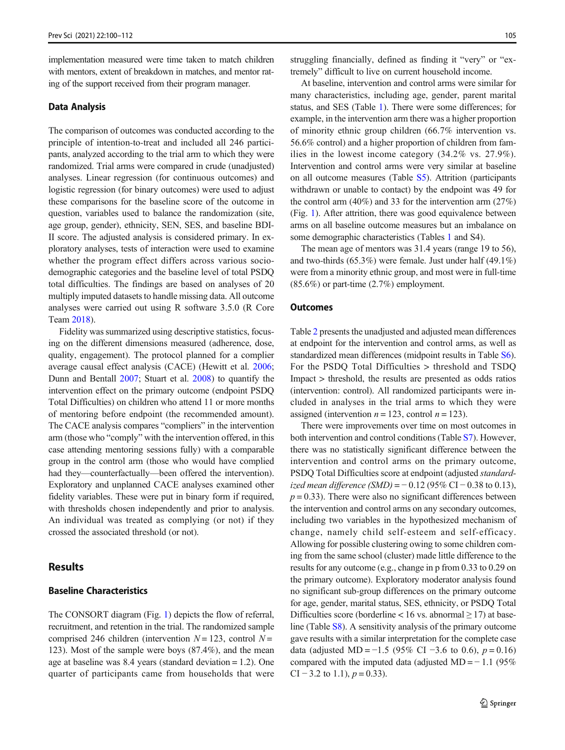implementation measured were time taken to match children with mentors, extent of breakdown in matches, and mentor rating of the support received from their program manager.

### Data Analysis

The comparison of outcomes was conducted according to the principle of intention-to-treat and included all 246 participants, analyzed according to the trial arm to which they were randomized. Trial arms were compared in crude (unadjusted) analyses. Linear regression (for continuous outcomes) and logistic regression (for binary outcomes) were used to adjust these comparisons for the baseline score of the outcome in question, variables used to balance the randomization (site, age group, gender), ethnicity, SEN, SES, and baseline BDI-II score. The adjusted analysis is considered primary. In exploratory analyses, tests of interaction were used to examine whether the program effect differs across various socio-demographic categories and the baseline level of total PSDQ total difficulties. The findings are based on analyses of 20 multiply imputed datasets to handle missing data. All outcome analyses were carried out using R software 3.5.0 (R Core Team 2018).

Fidelity was summarized using descriptive statistics, focusing on the different dimensions measured (adherence, dose, quality, engagement). The protocol planned for a complier average causal effect analysis (CACE) (Hewitt et al. 2006; Dunn and Bentall 2007; Stuart et al. 2008) to quantify the intervention effect on the primary outcome (endpoint PSDQ Total Difficulties) on children who attend 11 or more months of mentoring before endpoint (the recommended amount). The CACE analysis compares "compliers" in the intervention arm (those who "comply" with the intervention offered, in this case attending mentoring sessions fully) with a comparable group in the control arm (those who would have complied had they—counterfactually—been offered the intervention). Exploratory and unplanned CACE analyses examined other fidelity variables. These were put in binary form if required, with thresholds chosen independently and prior to analysis. An individual was treated as complying (or not) if they crossed the associated threshold (or not).

## Results

### Baseline Characteristics

The CONSORT diagram (Fig. 1) depicts the flow of referral, recruitment, and retention in the trial. The randomized sample comprised 246 children (intervention $N = 123$, control $N = 123$). Most of the sample were boys (87.4%), and the mean age at baseline was 8.4 years (standard deviation = 1.2). One quarter of participants came from households that were struggling financially, defined as finding it "very" or "extremely" difficult to live on current household income.

At baseline, intervention and control arms were similar for many characteristics, including age, gender, parent marital status, and SES (Table 1). There were some differences; for example, in the intervention arm there was a higher proportion of minority ethnic group children (66.7% intervention vs. 56.6% control) and a higher proportion of children from families in the lowest income category (34.2% vs. 27.9%). Intervention and control arms were very similar at baseline on all outcome measures (Table S5). Attrition (participants withdrawn or unable to contact) by the endpoint was 49 for the control arm (40%) and 33 for the intervention arm (27%) (Fig. 1). After attrition, there was good equivalence between arms on all baseline outcome measures but an imbalance on some demographic characteristics (Tables 1 and S4).

The mean age of mentors was 31.4 years (range 19 to 56), and two-thirds (65.3%) were female. Just under half (49.1%) were from a minority ethnic group, and most were in full-time (85.6%) or part-time (2.7%) employment.

### Outcomes

Table 2 presents the unadjusted and adjusted mean differences at endpoint for the intervention and control arms, as well as standardized mean differences (midpoint results in Table S6). For the PSDQ Total Difficulties > threshold and TSDQ Impact > threshold, the results are presented as odds ratios (intervention: control). All randomized participants were included in analyses in the trial arms to which they were assigned (intervention $n = 123$, control $n = 123$).

There were improvements over time on most outcomes in both intervention and control conditions (Table S7). However, there was no statistically significant difference between the intervention and control arms on the primary outcome, PSDQ Total Difficulties score at endpoint (adjusted *standardized mean difference (SMD)* = − 0.12 (95% CI − 0.38 to 0.13), $p = 0.33$). There were also no significant differences between the intervention and control arms on any secondary outcomes, including two variables in the hypothesized mechanism of change, namely child self-esteem and self-efficacy. Allowing for possible clustering owing to some children coming from the same school (cluster) made little difference to the results for any outcome (e.g., change in p from 0.33 to 0.29 on the primary outcome). Exploratory moderator analysis found no significant sub-group differences on the primary outcome for age, gender, marital status, SES, ethnicity, or PSDQ Total Difficulties score (borderline < 16 vs. abnormal ≥ 17) at baseline (Table S8). A sensitivity analysis of the primary outcome gave results with a similar interpretation for the complete case data (adjusted MD = −1.5 (95% CI −3.6 to 0.6), $p = 0.16$) compared with the imputed data (adjusted MD = − 1.1 (95% CI − 3.2 to 1.1), $p = 0.33$).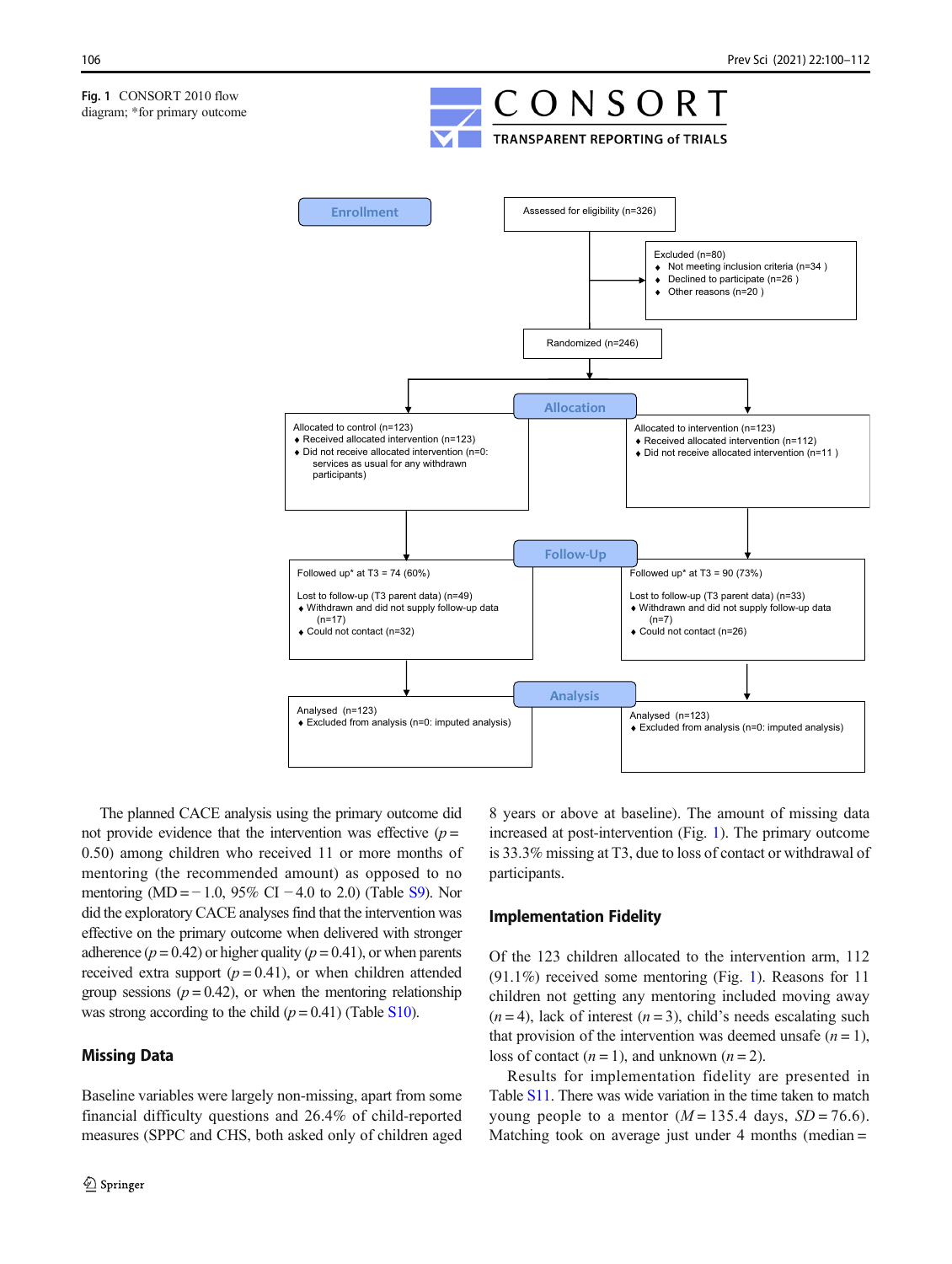**Fig. 1** CONSORT 2010 flow diagram; *for primary outcome

CONSORT
TRANSPARENT REPORTING of TRIALS

**Enrollment**

Assessed for eligibility (n=326)

Excluded (n=80)
- Not meeting inclusion criteria (n=34 )
- Declined to participate (n=26 )
- Other reasons (n=20 )

Randomized (n=246)

**Allocation**

Allocated to control (n=123)
- Received allocated intervention (n=123)
- Did not receive allocated intervention (n=0: services as usual for any withdrawn participants)

Allocated to intervention (n=123)
- Received allocated intervention (n=112)
- Did not receive allocated intervention (n=11 )

**Follow-Up**

Followed up* at T3 = 74 (60%)

Lost to follow-up (T3 parent data) (n=49)
- Withdrawn and did not supply follow-up data (n=17)
- Could not contact (n=32)

Followed up* at T3 = 90 (73%)

Lost to follow-up (T3 parent data) (n=33)
- Withdrawn and did not supply follow-up data (n=7)
- Could not contact (n=26)

**Analysis**

Analysed (n=123)
- Excluded from analysis (n=0: imputed analysis)

Analysed (n=123)
- Excluded from analysis (n=0: imputed analysis)

The planned CACE analysis using the primary outcome did not provide evidence that the intervention was effective ($p$ = 0.50) among children who received 11 or more months of mentoring (the recommended amount) as opposed to no mentoring (MD = − 1.0, 95% CI − 4.0 to 2.0) (Table S9). Nor did the exploratory CACE analyses find that the intervention was effective on the primary outcome when delivered with stronger adherence ($p$ = 0.42) or higher quality ($p$ = 0.41), or when parents received extra support ($p$ = 0.41), or when children attended group sessions ($p$ = 0.42), or when the mentoring relationship was strong according to the child ($p$ = 0.41) (Table S10).

## Missing Data

Baseline variables were largely non-missing, apart from some financial difficulty questions and 26.4% of child-reported measures (SPPC and CHS, both asked only of children aged 8 years or above at baseline). The amount of missing data increased at post-intervention (Fig. 1). The primary outcome is 33.3% missing at T3, due to loss of contact or withdrawal of participants.

## Implementation Fidelity

Of the 123 children allocated to the intervention arm, 112 (91.1%) received some mentoring (Fig. 1). Reasons for 11 children not getting any mentoring included moving away ($n$ = 4), lack of interest ($n$ = 3), child's needs escalating such that provision of the intervention was deemed unsafe ($n$ = 1), loss of contact ($n$ = 1), and unknown ($n$ = 2).

Results for implementation fidelity are presented in Table S11. There was wide variation in the time taken to match young people to a mentor ($M$ = 135.4 days, $SD$ = 76.6). Matching took on average just under 4 months (median =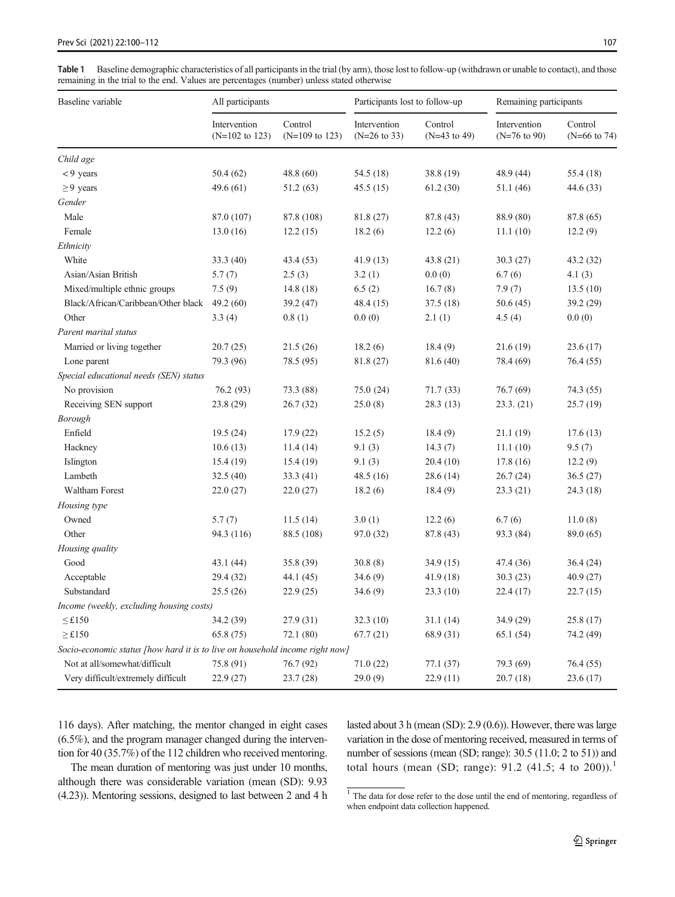**Table 1** Baseline demographic characteristics of all participants in the trial (by arm), those lost to follow-up (withdrawn or unable to contact), and those remaining in the trial to the end. Values are percentages (number) unless stated otherwise

| Baseline variable | All participants | | Participants lost to follow-up | | Remaining participants | |
|---|---|---|---|---|---|---|
| | Intervention (N=102 to 123) | Control (N=109 to 123) | Intervention (N=26 to 33) | Control (N=43 to 49) | Intervention (N=76 to 90) | Control (N=66 to 74) |
| *Child age* | | | | | | |
| < 9 years | 50.4 (62) | 48.8 (60) | 54.5 (18) | 38.8 (19) | 48.9 (44) | 55.4 (18) |
| ≥ 9 years | 49.6 (61) | 51.2 (63) | 45.5 (15) | 61.2 (30) | 51.1 (46) | 44.6 (33) |
| *Gender* | | | | | | |
| Male | 87.0 (107) | 87.8 (108) | 81.8 (27) | 87.8 (43) | 88.9 (80) | 87.8 (65) |
| Female | 13.0 (16) | 12.2 (15) | 18.2 (6) | 12.2 (6) | 11.1 (10) | 12.2 (9) |
| *Ethnicity* | | | | | | |
| White | 33.3 (40) | 43.4 (53) | 41.9 (13) | 43.8 (21) | 30.3 (27) | 43.2 (32) |
| Asian/Asian British | 5.7 (7) | 2.5 (3) | 3.2 (1) | 0.0 (0) | 6.7 (6) | 4.1 (3) |
| Mixed/multiple ethnic groups | 7.5 (9) | 14.8 (18) | 6.5 (2) | 16.7 (8) | 7.9 (7) | 13.5 (10) |
| Black/African/Caribbean/Other black | 49.2 (60) | 39.2 (47) | 48.4 (15) | 37.5 (18) | 50.6 (45) | 39.2 (29) |
| Other | 3.3 (4) | 0.8 (1) | 0.0 (0) | 2.1 (1) | 4.5 (4) | 0.0 (0) |
| *Parent marital status* | | | | | | |
| Married or living together | 20.7 (25) | 21.5 (26) | 18.2 (6) | 18.4 (9) | 21.6 (19) | 23.6 (17) |
| Lone parent | 79.3 (96) | 78.5 (95) | 81.8 (27) | 81.6 (40) | 78.4 (69) | 76.4 (55) |
| *Special educational needs (SEN) status* | | | | | | |
| No provision | 76.2 (93) | 73.3 (88) | 75.0 (24) | 71.7 (33) | 76.7 (69) | 74.3 (55) |
| Receiving SEN support | 23.8 (29) | 26.7 (32) | 25.0 (8) | 28.3 (13) | 23.3. (21) | 25.7 (19) |
| *Borough* | | | | | | |
| Enfield | 19.5 (24) | 17.9 (22) | 15.2 (5) | 18.4 (9) | 21.1 (19) | 17.6 (13) |
| Hackney | 10.6 (13) | 11.4 (14) | 9.1 (3) | 14.3 (7) | 11.1 (10) | 9.5 (7) |
| Islington | 15.4 (19) | 15.4 (19) | 9.1 (3) | 20.4 (10) | 17.8 (16) | 12.2 (9) |
| Lambeth | 32.5 (40) | 33.3 (41) | 48.5 (16) | 28.6 (14) | 26.7 (24) | 36.5 (27) |
| Waltham Forest | 22.0 (27) | 22.0 (27) | 18.2 (6) | 18.4 (9) | 23.3 (21) | 24.3 (18) |
| *Housing type* | | | | | | |
| Owned | 5.7 (7) | 11.5 (14) | 3.0 (1) | 12.2 (6) | 6.7 (6) | 11.0 (8) |
| Other | 94.3 (116) | 88.5 (108) | 97.0 (32) | 87.8 (43) | 93.3 (84) | 89.0 (65) |
| *Housing quality* | | | | | | |
| Good | 43.1 (44) | 35.8 (39) | 30.8 (8) | 34.9 (15) | 47.4 (36) | 36.4 (24) |
| Acceptable | 29.4 (32) | 44.1 (45) | 34.6 (9) | 41.9 (18) | 30.3 (23) | 40.9 (27) |
| Substandard | 25.5 (26) | 22.9 (25) | 34.6 (9) | 23.3 (10) | 22.4 (17) | 22.7 (15) |
| *Income (weekly, excluding housing costs)* | | | | | | |
| ≤ £150 | 34.2 (39) | 27.9 (31) | 32.3 (10) | 31.1 (14) | 34.9 (29) | 25.8 (17) |
| ≥ £150 | 65.8 (75) | 72.1 (80) | 67.7 (21) | 68.9 (31) | 65.1 (54) | 74.2 (49) |
| *Socio-economic status [how hard it is to live on household income right now]* | | | | | | |
| Not at all/somewhat/difficult | 75.8 (91) | 76.7 (92) | 71.0 (22) | 77.1 (37) | 79.3 (69) | 76.4 (55) |
| Very difficult/extremely difficult | 22.9 (27) | 23.7 (28) | 29.0 (9) | 22.9 (11) | 20.7 (18) | 23.6 (17) |

116 days). After matching, the mentor changed in eight cases (6.5%), and the program manager changed during the intervention for 40 (35.7%) of the 112 children who received mentoring.

The mean duration of mentoring was just under 10 months, although there was considerable variation (mean (SD): 9.93 (4.23)). Mentoring sessions, designed to last between 2 and 4 h lasted about 3 h (mean (SD): 2.9 (0.6)). However, there was large variation in the dose of mentoring received, measured in terms of number of sessions (mean (SD; range): 30.5 (11.0; 2 to 51)) and total hours (mean (SD; range): 91.2 (41.5; 4 to 200)).[1]

[1] The data for dose refer to the dose until the end of mentoring, regardless of when endpoint data collection happened.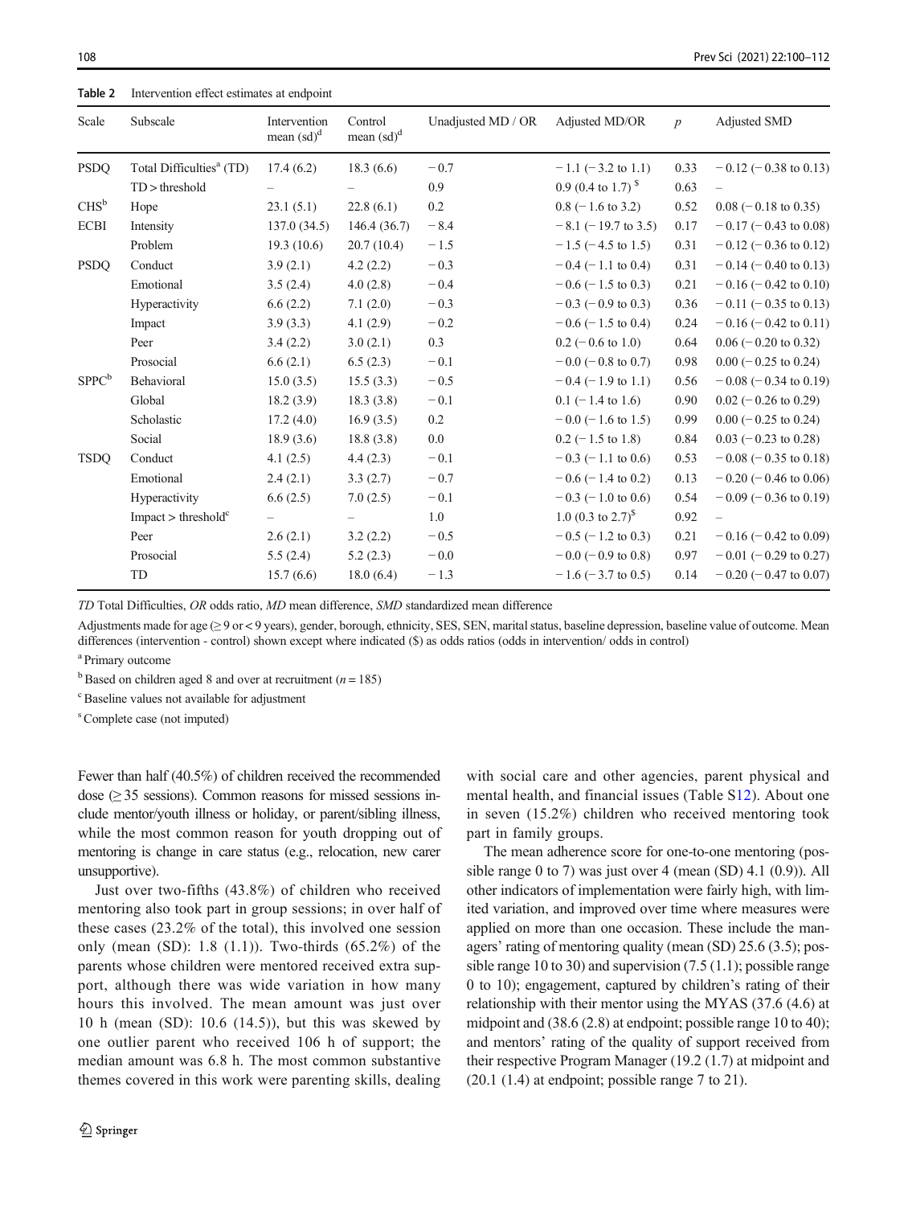**Table 2** Intervention effect estimates at endpoint

| Scale | Subscale | Intervention mean (sd)[d] | Control mean (sd)[d] | Unadjusted MD / OR | Adjusted MD/OR | $p$ | Adjusted SMD |
|---|---|---|---|---|---|---|---|
| PSDQ | Total Difficulties[a] (TD) | 17.4 (6.2) | 18.3 (6.6) | − 0.7 | − 1.1 (− 3.2 to 1.1) | 0.33 | − 0.12 (− 0.38 to 0.13) |
| | TD > threshold | – | – | 0.9 | 0.9 (0.4 to 1.7) [$] | 0.63 | – |
| CHS[b] | Hope | 23.1 (5.1) | 22.8 (6.1) | 0.2 | 0.8 (− 1.6 to 3.2) | 0.52 | 0.08 (− 0.18 to 0.35) |
| ECBI | Intensity | 137.0 (34.5) | 146.4 (36.7) | − 8.4 | − 8.1 (− 19.7 to 3.5) | 0.17 | − 0.17 (− 0.43 to 0.08) |
| | Problem | 19.3 (10.6) | 20.7 (10.4) | − 1.5 | − 1.5 (− 4.5 to 1.5) | 0.31 | − 0.12 (− 0.36 to 0.12) |
| PSDQ | Conduct | 3.9 (2.1) | 4.2 (2.2) | − 0.3 | − 0.4 (− 1.1 to 0.4) | 0.31 | − 0.14 (− 0.40 to 0.13) |
| | Emotional | 3.5 (2.4) | 4.0 (2.8) | − 0.4 | − 0.6 (− 1.5 to 0.3) | 0.21 | − 0.16 (− 0.42 to 0.10) |
| | Hyperactivity | 6.6 (2.2) | 7.1 (2.0) | − 0.3 | − 0.3 (− 0.9 to 0.3) | 0.36 | − 0.11 (− 0.35 to 0.13) |
| | Impact | 3.9 (3.3) | 4.1 (2.9) | − 0.2 | − 0.6 (− 1.5 to 0.4) | 0.24 | − 0.16 (− 0.42 to 0.11) |
| | Peer | 3.4 (2.2) | 3.0 (2.1) | 0.3 | 0.2 (− 0.6 to 1.0) | 0.64 | 0.06 (− 0.20 to 0.32) |
| | Prosocial | 6.6 (2.1) | 6.5 (2.3) | − 0.1 | − 0.0 (− 0.8 to 0.7) | 0.98 | 0.00 (− 0.25 to 0.24) |
| SPPC[b] | Behavioral | 15.0 (3.5) | 15.5 (3.3) | − 0.5 | − 0.4 (− 1.9 to 1.1) | 0.56 | − 0.08 (− 0.34 to 0.19) |
| | Global | 18.2 (3.9) | 18.3 (3.8) | − 0.1 | 0.1 (− 1.4 to 1.6) | 0.90 | 0.02 (− 0.26 to 0.29) |
| | Scholastic | 17.2 (4.0) | 16.9 (3.5) | 0.2 | − 0.0 (− 1.6 to 1.5) | 0.99 | 0.00 (− 0.25 to 0.24) |
| | Social | 18.9 (3.6) | 18.8 (3.8) | 0.0 | 0.2 (− 1.5 to 1.8) | 0.84 | 0.03 (− 0.23 to 0.28) |
| TSDQ | Conduct | 4.1 (2.5) | 4.4 (2.3) | − 0.1 | − 0.3 (− 1.1 to 0.6) | 0.53 | − 0.08 (− 0.35 to 0.18) |
| | Emotional | 2.4 (2.1) | 3.3 (2.7) | − 0.7 | − 0.6 (− 1.4 to 0.2) | 0.13 | − 0.20 (− 0.46 to 0.06) |
| | Hyperactivity | 6.6 (2.5) | 7.0 (2.5) | − 0.1 | − 0.3 (− 1.0 to 0.6) | 0.54 | − 0.09 (− 0.36 to 0.19) |
| | Impact > threshold[c] | – | – | 1.0 | 1.0 (0.3 to 2.7)[$] | 0.92 | – |
| | Peer | 2.6 (2.1) | 3.2 (2.2) | − 0.5 | − 0.5 (− 1.2 to 0.3) | 0.21 | − 0.16 (− 0.42 to 0.09) |
| | Prosocial | 5.5 (2.4) | 5.2 (2.3) | − 0.0 | − 0.0 (− 0.9 to 0.8) | 0.97 | − 0.01 (− 0.29 to 0.27) |
| | TD | 15.7 (6.6) | 18.0 (6.4) | − 1.3 | − 1.6 (− 3.7 to 0.5) | 0.14 | − 0.20 (− 0.47 to 0.07) |

*TD* Total Difficulties, *OR* odds ratio, *MD* mean difference, *SMD* standardized mean difference

Adjustments made for age (≥ 9 or < 9 years), gender, borough, ethnicity, SES, SEN, marital status, baseline depression, baseline value of outcome. Mean differences (intervention - control) shown except where indicated ($) as odds ratios (odds in intervention/ odds in control)

[a] Primary outcome

[b] Based on children aged 8 and over at recruitment ($n = 185$)

[c] Baseline values not available for adjustment

[s] Complete case (not imputed)

Fewer than half (40.5%) of children received the recommended dose (≥ 35 sessions). Common reasons for missed sessions include mentor/youth illness or holiday, or parent/sibling illness, while the most common reason for youth dropping out of mentoring is change in care status (e.g., relocation, new carer unsupportive).

Just over two-fifths (43.8%) of children who received mentoring also took part in group sessions; in over half of these cases (23.2% of the total), this involved one session only (mean (SD): 1.8 (1.1)). Two-thirds (65.2%) of the parents whose children were mentored received extra support, although there was wide variation in how many hours this involved. The mean amount was just over 10 h (mean (SD): 10.6 (14.5)), but this was skewed by one outlier parent who received 106 h of support; the median amount was 6.8 h. The most common substantive themes covered in this work were parenting skills, dealing with social care and other agencies, parent physical and mental health, and financial issues (Table S12). About one in seven (15.2%) children who received mentoring took part in family groups.

The mean adherence score for one-to-one mentoring (possible range 0 to 7) was just over 4 (mean (SD) 4.1 (0.9)). All other indicators of implementation were fairly high, with limited variation, and improved over time where measures were applied on more than one occasion. These include the managers' rating of mentoring quality (mean (SD) 25.6 (3.5); possible range 10 to 30) and supervision (7.5 (1.1); possible range 0 to 10); engagement, captured by children's rating of their relationship with their mentor using the MYAS (37.6 (4.6) at midpoint and (38.6 (2.8) at endpoint; possible range 10 to 40); and mentors' rating of the quality of support received from their respective Program Manager (19.2 (1.7) at midpoint and (20.1 (1.4) at endpoint; possible range 7 to 21).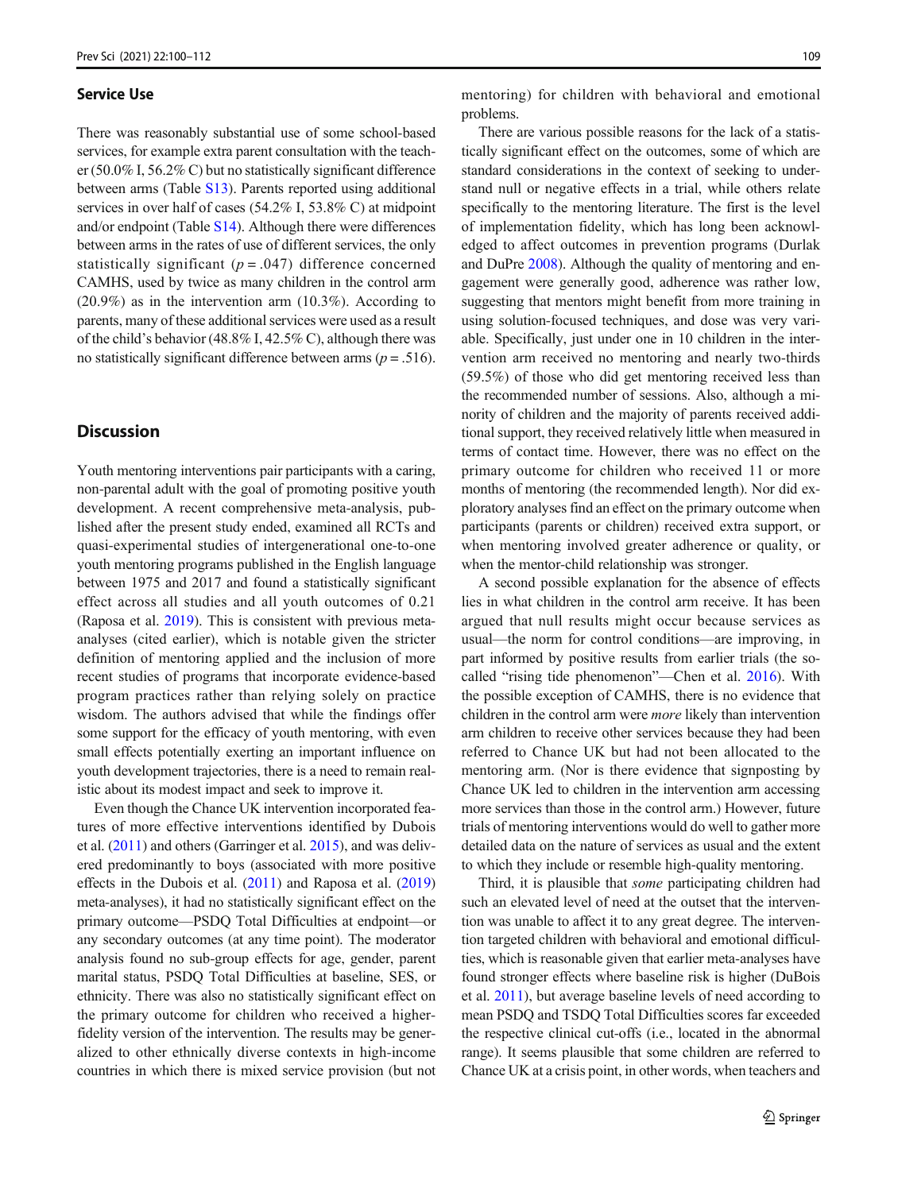### Service Use

There was reasonably substantial use of some school-based services, for example extra parent consultation with the teacher (50.0% I, 56.2% C) but no statistically significant difference between arms (Table S13). Parents reported using additional services in over half of cases (54.2% I, 53.8% C) at midpoint and/or endpoint (Table S14). Although there were differences between arms in the rates of use of different services, the only statistically significant ($p = .047$) difference concerned CAMHS, used by twice as many children in the control arm (20.9%) as in the intervention arm (10.3%). According to parents, many of these additional services were used as a result of the child's behavior (48.8% I, 42.5% C), although there was no statistically significant difference between arms ($p = .516$).

## Discussion

Youth mentoring interventions pair participants with a caring, non-parental adult with the goal of promoting positive youth development. A recent comprehensive meta-analysis, published after the present study ended, examined all RCTs and quasi-experimental studies of intergenerational one-to-one youth mentoring programs published in the English language between 1975 and 2017 and found a statistically significant effect across all studies and all youth outcomes of 0.21 (Raposa et al. 2019). This is consistent with previous meta-analyses (cited earlier), which is notable given the stricter definition of mentoring applied and the inclusion of more recent studies of programs that incorporate evidence-based program practices rather than relying solely on practice wisdom. The authors advised that while the findings offer some support for the efficacy of youth mentoring, with even small effects potentially exerting an important influence on youth development trajectories, there is a need to remain realistic about its modest impact and seek to improve it.

Even though the Chance UK intervention incorporated features of more effective interventions identified by Dubois et al. (2011) and others (Garringer et al. 2015), and was delivered predominantly to boys (associated with more positive effects in the Dubois et al. (2011) and Raposa et al. (2019) meta-analyses), it had no statistically significant effect on the primary outcome—PSDQ Total Difficulties at endpoint—or any secondary outcomes (at any time point). The moderator analysis found no sub-group effects for age, gender, parent marital status, PSDQ Total Difficulties at baseline, SES, or ethnicity. There was also no statistically significant effect on the primary outcome for children who received a higher-fidelity version of the intervention. The results may be generalized to other ethnically diverse contexts in high-income countries in which there is mixed service provision (but not mentoring) for children with behavioral and emotional problems.

There are various possible reasons for the lack of a statistically significant effect on the outcomes, some of which are standard considerations in the context of seeking to understand null or negative effects in a trial, while others relate specifically to the mentoring literature. The first is the level of implementation fidelity, which has long been acknowledged to affect outcomes in prevention programs (Durlak and DuPre 2008). Although the quality of mentoring and engagement were generally good, adherence was rather low, suggesting that mentors might benefit from more training in using solution-focused techniques, and dose was very variable. Specifically, just under one in 10 children in the intervention arm received no mentoring and nearly two-thirds (59.5%) of those who did get mentoring received less than the recommended number of sessions. Also, although a minority of children and the majority of parents received additional support, they received relatively little when measured in terms of contact time. However, there was no effect on the primary outcome for children who received 11 or more months of mentoring (the recommended length). Nor did exploratory analyses find an effect on the primary outcome when participants (parents or children) received extra support, or when mentoring involved greater adherence or quality, or when the mentor-child relationship was stronger.

A second possible explanation for the absence of effects lies in what children in the control arm receive. It has been argued that null results might occur because services as usual—the norm for control conditions—are improving, in part informed by positive results from earlier trials (the so-called "rising tide phenomenon"—Chen et al. 2016). With the possible exception of CAMHS, there is no evidence that children in the control arm were *more* likely than intervention arm children to receive other services because they had been referred to Chance UK but had not been allocated to the mentoring arm. (Nor is there evidence that signposting by Chance UK led to children in the intervention arm accessing more services than those in the control arm.) However, future trials of mentoring interventions would do well to gather more detailed data on the nature of services as usual and the extent to which they include or resemble high-quality mentoring.

Third, it is plausible that *some* participating children had such an elevated level of need at the outset that the intervention was unable to affect it to any great degree. The intervention targeted children with behavioral and emotional difficulties, which is reasonable given that earlier meta-analyses have found stronger effects where baseline risk is higher (DuBois et al. 2011), but average baseline levels of need according to mean PSDQ and TSDQ Total Difficulties scores far exceeded the respective clinical cut-offs (i.e., located in the abnormal range). It seems plausible that some children are referred to Chance UK at a crisis point, in other words, when teachers and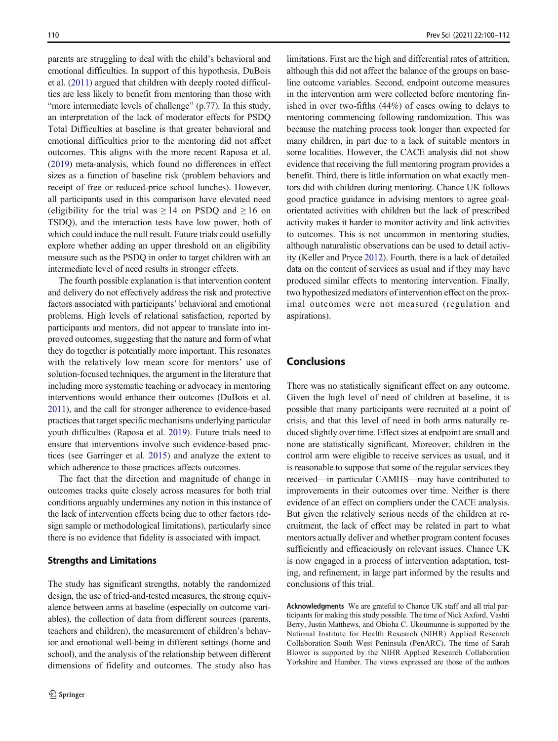parents are struggling to deal with the child's behavioral and emotional difficulties. In support of this hypothesis, DuBois et al. (2011) argued that children with deeply rooted difficulties are less likely to benefit from mentoring than those with "more intermediate levels of challenge" (p.77). In this study, an interpretation of the lack of moderator effects for PSDQ Total Difficulties at baseline is that greater behavioral and emotional difficulties prior to the mentoring did not affect outcomes. This aligns with the more recent Raposa et al. (2019) meta-analysis, which found no differences in effect sizes as a function of baseline risk (problem behaviors and receipt of free or reduced-price school lunches). However, all participants used in this comparison have elevated need (eligibility for the trial was $\geq 14$ on PSDQ and $\geq 16$ on TSDQ), and the interaction tests have low power, both of which could induce the null result. Future trials could usefully explore whether adding an upper threshold on an eligibility measure such as the PSDQ in order to target children with an intermediate level of need results in stronger effects.

The fourth possible explanation is that intervention content and delivery do not effectively address the risk and protective factors associated with participants' behavioral and emotional problems. High levels of relational satisfaction, reported by participants and mentors, did not appear to translate into improved outcomes, suggesting that the nature and form of what they do together is potentially more important. This resonates with the relatively low mean score for mentors' use of solution-focused techniques, the argument in the literature that including more systematic teaching or advocacy in mentoring interventions would enhance their outcomes (DuBois et al. 2011), and the call for stronger adherence to evidence-based practices that target specific mechanisms underlying particular youth difficulties (Raposa et al. 2019). Future trials need to ensure that interventions involve such evidence-based practices (see Garringer et al. 2015) and analyze the extent to which adherence to those practices affects outcomes.

The fact that the direction and magnitude of change in outcomes tracks quite closely across measures for both trial conditions arguably undermines any notion in this instance of the lack of intervention effects being due to other factors (design sample or methodological limitations), particularly since there is no evidence that fidelity is associated with impact.

### Strengths and Limitations

The study has significant strengths, notably the randomized design, the use of tried-and-tested measures, the strong equivalence between arms at baseline (especially on outcome variables), the collection of data from different sources (parents, teachers and children), the measurement of children's behavior and emotional well-being in different settings (home and school), and the analysis of the relationship between different dimensions of fidelity and outcomes. The study also has limitations. First are the high and differential rates of attrition, although this did not affect the balance of the groups on baseline outcome variables. Second, endpoint outcome measures in the intervention arm were collected before mentoring finished in over two-fifths (44%) of cases owing to delays to mentoring commencing following randomization. This was because the matching process took longer than expected for many children, in part due to a lack of suitable mentors in some localities. However, the CACE analysis did not show evidence that receiving the full mentoring program provides a benefit. Third, there is little information on what exactly mentors did with children during mentoring. Chance UK follows good practice guidance in advising mentors to agree goal-orientated activities with children but the lack of prescribed activity makes it harder to monitor activity and link activities to outcomes. This is not uncommon in mentoring studies, although naturalistic observations can be used to detail activity (Keller and Pryce 2012). Fourth, there is a lack of detailed data on the content of services as usual and if they may have produced similar effects to mentoring intervention. Finally, two hypothesized mediators of intervention effect on the proximal outcomes were not measured (regulation and aspirations).

## Conclusions

There was no statistically significant effect on any outcome. Given the high level of need of children at baseline, it is possible that many participants were recruited at a point of crisis, and that this level of need in both arms naturally reduced slightly over time. Effect sizes at endpoint are small and none are statistically significant. Moreover, children in the control arm were eligible to receive services as usual, and it is reasonable to suppose that some of the regular services they received—in particular CAMHS—may have contributed to improvements in their outcomes over time. Neither is there evidence of an effect on compliers under the CACE analysis. But given the relatively serious needs of the children at recruitment, the lack of effect may be related in part to what mentors actually deliver and whether program content focuses sufficiently and efficaciously on relevant issues. Chance UK is now engaged in a process of intervention adaptation, testing, and refinement, in large part informed by the results and conclusions of this trial.

**Acknowledgments** We are grateful to Chance UK staff and all trial participants for making this study possible. The time of Nick Axford, Vashti Berry, Justin Matthews, and Obioha C. Ukoumunne is supported by the National Institute for Health Research (NIHR) Applied Research Collaboration South West Peninsula (PenARC). The time of Sarah Blower is supported by the NIHR Applied Research Collaboration Yorkshire and Humber. The views expressed are those of the authors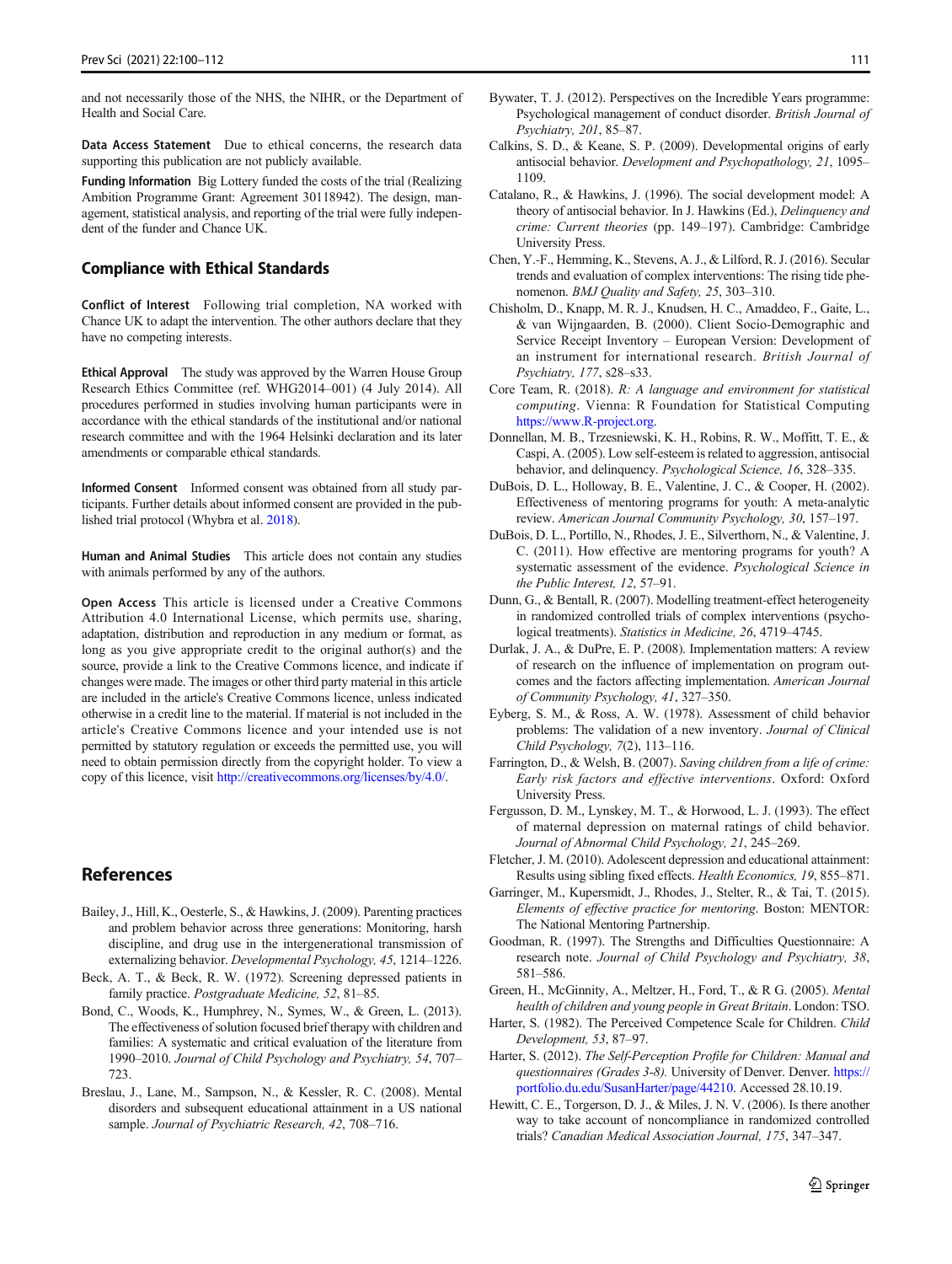and not necessarily those of the NHS, the NIHR, or the Department of Health and Social Care.

**Data Access Statement** Due to ethical concerns, the research data supporting this publication are not publicly available.

**Funding Information** Big Lottery funded the costs of the trial (Realizing Ambition Programme Grant: Agreement 30118942). The design, management, statistical analysis, and reporting of the trial were fully independent of the funder and Chance UK.

## Compliance with Ethical Standards

**Conflict of Interest** Following trial completion, NA worked with Chance UK to adapt the intervention. The other authors declare that they have no competing interests.

**Ethical Approval** The study was approved by the Warren House Group Research Ethics Committee (ref. WHG2014–001) (4 July 2014). All procedures performed in studies involving human participants were in accordance with the ethical standards of the institutional and/or national research committee and with the 1964 Helsinki declaration and its later amendments or comparable ethical standards.

**Informed Consent** Informed consent was obtained from all study participants. Further details about informed consent are provided in the published trial protocol (Whybra et al. 2018).

**Human and Animal Studies** This article does not contain any studies with animals performed by any of the authors.

**Open Access** This article is licensed under a Creative Commons Attribution 4.0 International License, which permits use, sharing, adaptation, distribution and reproduction in any medium or format, as long as you give appropriate credit to the original author(s) and the source, provide a link to the Creative Commons licence, and indicate if changes were made. The images or other third party material in this article are included in the article's Creative Commons licence, unless indicated otherwise in a credit line to the material. If material is not included in the article's Creative Commons licence and your intended use is not permitted by statutory regulation or exceeds the permitted use, you will need to obtain permission directly from the copyright holder. To view a copy of this licence, visit http://creativecommons.org/licenses/by/4.0/.

## References

Bailey, J., Hill, K., Oesterle, S., & Hawkins, J. (2009). Parenting practices and problem behavior across three generations: Monitoring, harsh discipline, and drug use in the intergenerational transmission of externalizing behavior. *Developmental Psychology, 45*, 1214–1226.

Beck, A. T., & Beck, R. W. (1972). Screening depressed patients in family practice. *Postgraduate Medicine, 52*, 81–85.

Bond, C., Woods, K., Humphrey, N., Symes, W., & Green, L. (2013). The effectiveness of solution focused brief therapy with children and families: A systematic and critical evaluation of the literature from 1990–2010. *Journal of Child Psychology and Psychiatry, 54*, 707–723.

Breslau, J., Lane, M., Sampson, N., & Kessler, R. C. (2008). Mental disorders and subsequent educational attainment in a US national sample. *Journal of Psychiatric Research, 42*, 708–716.

Bywater, T. J. (2012). Perspectives on the Incredible Years programme: Psychological management of conduct disorder. *British Journal of Psychiatry, 201*, 85–87.

Calkins, S. D., & Keane, S. P. (2009). Developmental origins of early antisocial behavior. *Development and Psychopathology, 21*, 1095–1109.

Catalano, R., & Hawkins, J. (1996). The social development model: A theory of antisocial behavior. In J. Hawkins (Ed.), *Delinquency and crime: Current theories* (pp. 149–197). Cambridge: Cambridge University Press.

Chen, Y.-F., Hemming, K., Stevens, A. J., & Lilford, R. J. (2016). Secular trends and evaluation of complex interventions: The rising tide phenomenon. *BMJ Quality and Safety, 25*, 303–310.

Chisholm, D., Knapp, M. R. J., Knudsen, H. C., Amaddeo, F., Gaite, L., & van Wijngaarden, B. (2000). Client Socio-Demographic and Service Receipt Inventory – European Version: Development of an instrument for international research. *British Journal of Psychiatry, 177*, s28–s33.

Core Team, R. (2018). *R: A language and environment for statistical computing*. Vienna: R Foundation for Statistical Computing https://www.R-project.org.

Donnellan, M. B., Trzesniewski, K. H., Robins, R. W., Moffitt, T. E., & Caspi, A. (2005). Low self-esteem is related to aggression, antisocial behavior, and delinquency. *Psychological Science, 16*, 328–335.

DuBois, D. L., Holloway, B. E., Valentine, J. C., & Cooper, H. (2002). Effectiveness of mentoring programs for youth: A meta-analytic review. *American Journal Community Psychology, 30*, 157–197.

DuBois, D. L., Portillo, N., Rhodes, J. E., Silverthorn, N., & Valentine, J. C. (2011). How effective are mentoring programs for youth? A systematic assessment of the evidence. *Psychological Science in the Public Interest, 12*, 57–91.

Dunn, G., & Bentall, R. (2007). Modelling treatment-effect heterogeneity in randomized controlled trials of complex interventions (psychological treatments). *Statistics in Medicine, 26*, 4719–4745.

Durlak, J. A., & DuPre, E. P. (2008). Implementation matters: A review of research on the influence of implementation on program outcomes and the factors affecting implementation. *American Journal of Community Psychology, 41*, 327–350.

Eyberg, S. M., & Ross, A. W. (1978). Assessment of child behavior problems: The validation of a new inventory. *Journal of Clinical Child Psychology, 7*(2), 113–116.

Farrington, D., & Welsh, B. (2007). *Saving children from a life of crime: Early risk factors and effective interventions*. Oxford: Oxford University Press.

Fergusson, D. M., Lynskey, M. T., & Horwood, L. J. (1993). The effect of maternal depression on maternal ratings of child behavior. *Journal of Abnormal Child Psychology, 21*, 245–269.

Fletcher, J. M. (2010). Adolescent depression and educational attainment: Results using sibling fixed effects. *Health Economics, 19*, 855–871.

Garringer, M., Kupersmidt, J., Rhodes, J., Stelter, R., & Tai, T. (2015). *Elements of effective practice for mentoring*. Boston: MENTOR: The National Mentoring Partnership.

Goodman, R. (1997). The Strengths and Difficulties Questionnaire: A research note. *Journal of Child Psychology and Psychiatry, 38*, 581–586.

Green, H., McGinnity, A., Meltzer, H., Ford, T., & R G. (2005). *Mental health of children and young people in Great Britain*. London: TSO.

Harter, S. (1982). The Perceived Competence Scale for Children. *Child Development, 53*, 87–97.

Harter, S. (2012). *The Self-Perception Profile for Children: Manual and questionnaires (Grades 3-8)*. University of Denver. Denver. https://portfolio.du.edu/SusanHarter/page/44210. Accessed 28.10.19.

Hewitt, C. E., Torgerson, D. J., & Miles, J. N. V. (2006). Is there another way to take account of noncompliance in randomized controlled trials? *Canadian Medical Association Journal, 175*, 347–347.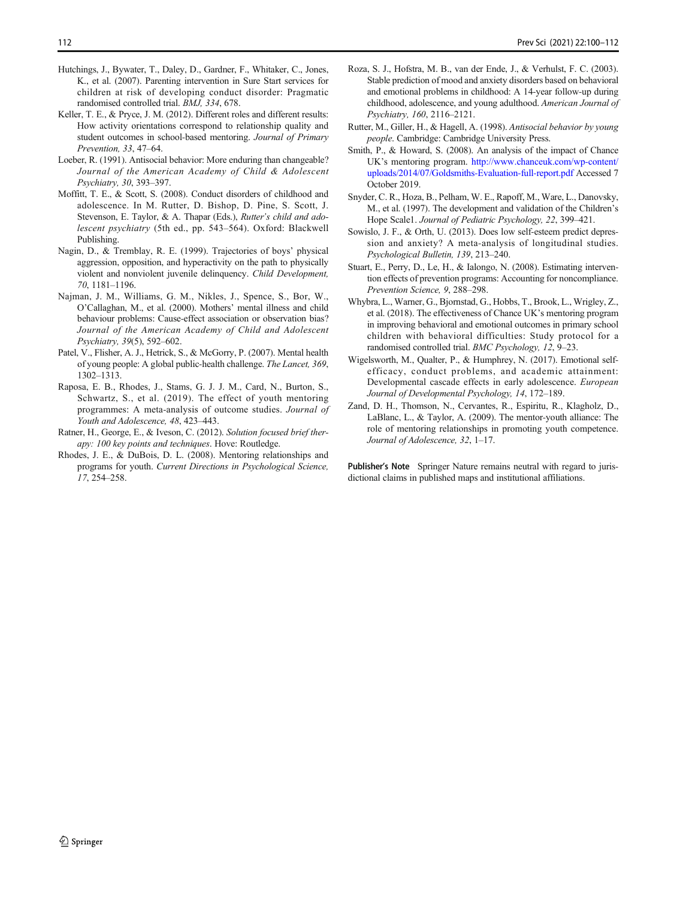Hutchings, J., Bywater, T., Daley, D., Gardner, F., Whitaker, C., Jones, K., et al. (2007). Parenting intervention in Sure Start services for children at risk of developing conduct disorder: Pragmatic randomised controlled trial. *BMJ, 334*, 678.

Keller, T. E., & Pryce, J. M. (2012). Different roles and different results: How activity orientations correspond to relationship quality and student outcomes in school-based mentoring. *Journal of Primary Prevention, 33*, 47–64.

Loeber, R. (1991). Antisocial behavior: More enduring than changeable? *Journal of the American Academy of Child & Adolescent Psychiatry, 30*, 393–397.

Moffitt, T. E., & Scott, S. (2008). Conduct disorders of childhood and adolescence. In M. Rutter, D. Bishop, D. Pine, S. Scott, J. Stevenson, E. Taylor, & A. Thapar (Eds.), *Rutter's child and adolescent psychiatry* (5th ed., pp. 543–564). Oxford: Blackwell Publishing.

Nagin, D., & Tremblay, R. E. (1999). Trajectories of boys' physical aggression, opposition, and hyperactivity on the path to physically violent and nonviolent juvenile delinquency. *Child Development, 70*, 1181–1196.

Najman, J. M., Williams, G. M., Nikles, J., Spence, S., Bor, W., O'Callaghan, M., et al. (2000). Mothers' mental illness and child behaviour problems: Cause-effect association or observation bias? *Journal of the American Academy of Child and Adolescent Psychiatry, 39*(5), 592–602.

Patel, V., Flisher, A. J., Hetrick, S., & McGorry, P. (2007). Mental health of young people: A global public-health challenge. *The Lancet, 369*, 1302–1313.

Raposa, E. B., Rhodes, J., Stams, G. J. J. M., Card, N., Burton, S., Schwartz, S., et al. (2019). The effect of youth mentoring programmes: A meta-analysis of outcome studies. *Journal of Youth and Adolescence, 48*, 423–443.

Ratner, H., George, E., & Iveson, C. (2012). *Solution focused brief therapy: 100 key points and techniques*. Hove: Routledge.

Rhodes, J. E., & DuBois, D. L. (2008). Mentoring relationships and programs for youth. *Current Directions in Psychological Science, 17*, 254–258.

Roza, S. J., Hofstra, M. B., van der Ende, J., & Verhulst, F. C. (2003). Stable prediction of mood and anxiety disorders based on behavioral and emotional problems in childhood: A 14-year follow-up during childhood, adolescence, and young adulthood. *American Journal of Psychiatry, 160*, 2116–2121.

Rutter, M., Giller, H., & Hagell, A. (1998). *Antisocial behavior by young people*. Cambridge: Cambridge University Press.

Smith, P., & Howard, S. (2008). An analysis of the impact of Chance UK's mentoring program. http://www.chanceuk.com/wp-content/uploads/2014/07/Goldsmiths-Evaluation-full-report.pdf Accessed 7 October 2019.

Snyder, C. R., Hoza, B., Pelham, W. E., Rapoff, M., Ware, L., Danovsky, M., et al. (1997). The development and validation of the Children's Hope Scale1. *Journal of Pediatric Psychology, 22*, 399–421.

Sowislo, J. F., & Orth, U. (2013). Does low self-esteem predict depression and anxiety? A meta-analysis of longitudinal studies. *Psychological Bulletin, 139*, 213–240.

Stuart, E., Perry, D., Le, H., & Ialongo, N. (2008). Estimating intervention effects of prevention programs: Accounting for noncompliance. *Prevention Science, 9*, 288–298.

Whybra, L., Warner, G., Bjornstad, G., Hobbs, T., Brook, L., Wrigley, Z., et al. (2018). The effectiveness of Chance UK's mentoring program in improving behavioral and emotional outcomes in primary school children with behavioral difficulties: Study protocol for a randomised controlled trial. *BMC Psychology, 12*, 9–23.

Wigelsworth, M., Qualter, P., & Humphrey, N. (2017). Emotional self-efficacy, conduct problems, and academic attainment: Developmental cascade effects in early adolescence. *European Journal of Developmental Psychology, 14*, 172–189.

Zand, D. H., Thomson, N., Cervantes, R., Espiritu, R., Klagholz, D., LaBlanc, L., & Taylor, A. (2009). The mentor-youth alliance: The role of mentoring relationships in promoting youth competence. *Journal of Adolescence, 32*, 1–17.

**Publisher's Note** Springer Nature remains neutral with regard to jurisdictional claims in published maps and institutional affiliations.